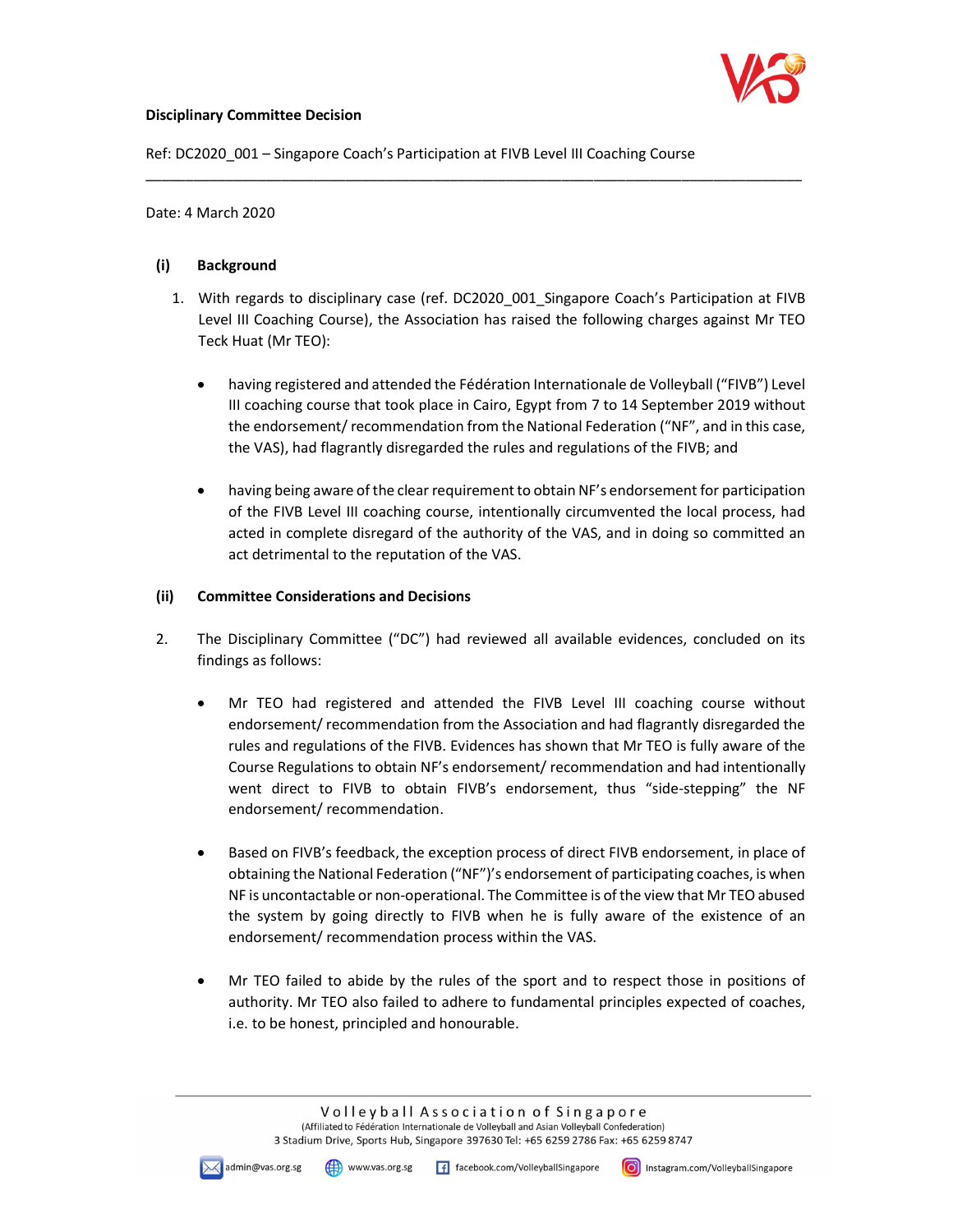**Disciplinary Committee Decision**

Ref: DC2020_001 – Singapore Coach's Participation at FIVB Level III Coaching Course

---

Date: 4 March 2020

**(i) Background**

1. With regards to disciplinary case (ref. DC2020_001_Singapore Coach's Participation at FIVB Level III Coaching Course), the Association has raised the following charges against Mr TEO Teck Huat (Mr TEO):

   - having registered and attended the Fédération Internationale de Volleyball ("FIVB") Level III coaching course that took place in Cairo, Egypt from 7 to 14 September 2019 without the endorsement/ recommendation from the National Federation ("NF", and in this case, the VAS), had flagrantly disregarded the rules and regulations of the FIVB; and

   - having being aware of the clear requirement to obtain NF's endorsement for participation of the FIVB Level III coaching course, intentionally circumvented the local process, had acted in complete disregard of the authority of the VAS, and in doing so committed an act detrimental to the reputation of the VAS.

**(ii) Committee Considerations and Decisions**

2. The Disciplinary Committee ("DC") had reviewed all available evidences, concluded on its findings as follows:

   - Mr TEO had registered and attended the FIVB Level III coaching course without endorsement/ recommendation from the Association and had flagrantly disregarded the rules and regulations of the FIVB. Evidences has shown that Mr TEO is fully aware of the Course Regulations to obtain NF's endorsement/ recommendation and had intentionally went direct to FIVB to obtain FIVB's endorsement, thus "side-stepping" the NF endorsement/ recommendation.

   - Based on FIVB's feedback, the exception process of direct FIVB endorsement, in place of obtaining the National Federation ("NF")'s endorsement of participating coaches, is when NF is uncontactable or non-operational. The Committee is of the view that Mr TEO abused the system by going directly to FIVB when he is fully aware of the existence of an endorsement/ recommendation process within the VAS.

   - Mr TEO failed to abide by the rules of the sport and to respect those in positions of authority. Mr TEO also failed to adhere to fundamental principles expected of coaches, i.e. to be honest, principled and honourable.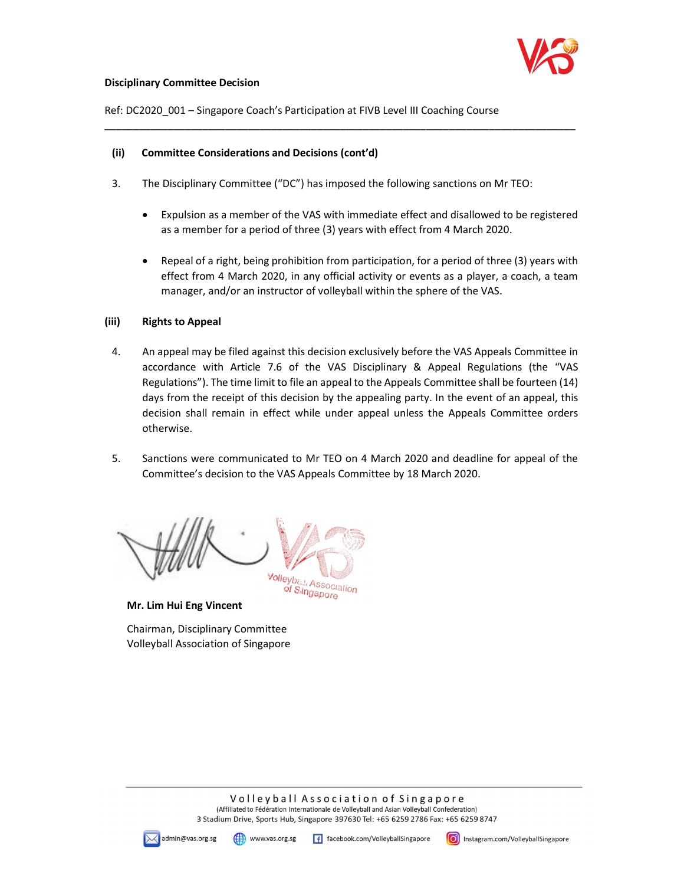**Disciplinary Committee Decision**

Ref: DC2020_001 – Singapore Coach's Participation at FIVB Level III Coaching Course

---

**(ii) Committee Considerations and Decisions (cont'd)**

3. The Disciplinary Committee ("DC") has imposed the following sanctions on Mr TEO:

   - Expulsion as a member of the VAS with immediate effect and disallowed to be registered as a member for a period of three (3) years with effect from 4 March 2020.

   - Repeal of a right, being prohibition from participation, for a period of three (3) years with effect from 4 March 2020, in any official activity or events as a player, a coach, a team manager, and/or an instructor of volleyball within the sphere of the VAS.

**(iii) Rights to Appeal**

4. An appeal may be filed against this decision exclusively before the VAS Appeals Committee in accordance with Article 7.6 of the VAS Disciplinary & Appeal Regulations (the "VAS Regulations"). The time limit to file an appeal to the Appeals Committee shall be fourteen (14) days from the receipt of this decision by the appealing party. In the event of an appeal, this decision shall remain in effect while under appeal unless the Appeals Committee orders otherwise.

5. Sanctions were communicated to Mr TEO on 4 March 2020 and deadline for appeal of the Committee's decision to the VAS Appeals Committee by 18 March 2020.

**Mr. Lim Hui Eng Vincent**

Chairman, Disciplinary Committee
Volleyball Association of Singapore

Volleyball Association of Singapore
(Affiliated to Fédération Internationale de Volleyball and Asian Volleyball Confederation)
3 Stadium Drive, Sports Hub, Singapore 397630 Tel: +65 6259 2786 Fax: +65 6259 8747
admin@vas.org.sg www.vas.org.sg facebook.com/VolleyballSingapore Instagram.com/VolleyballSingapore